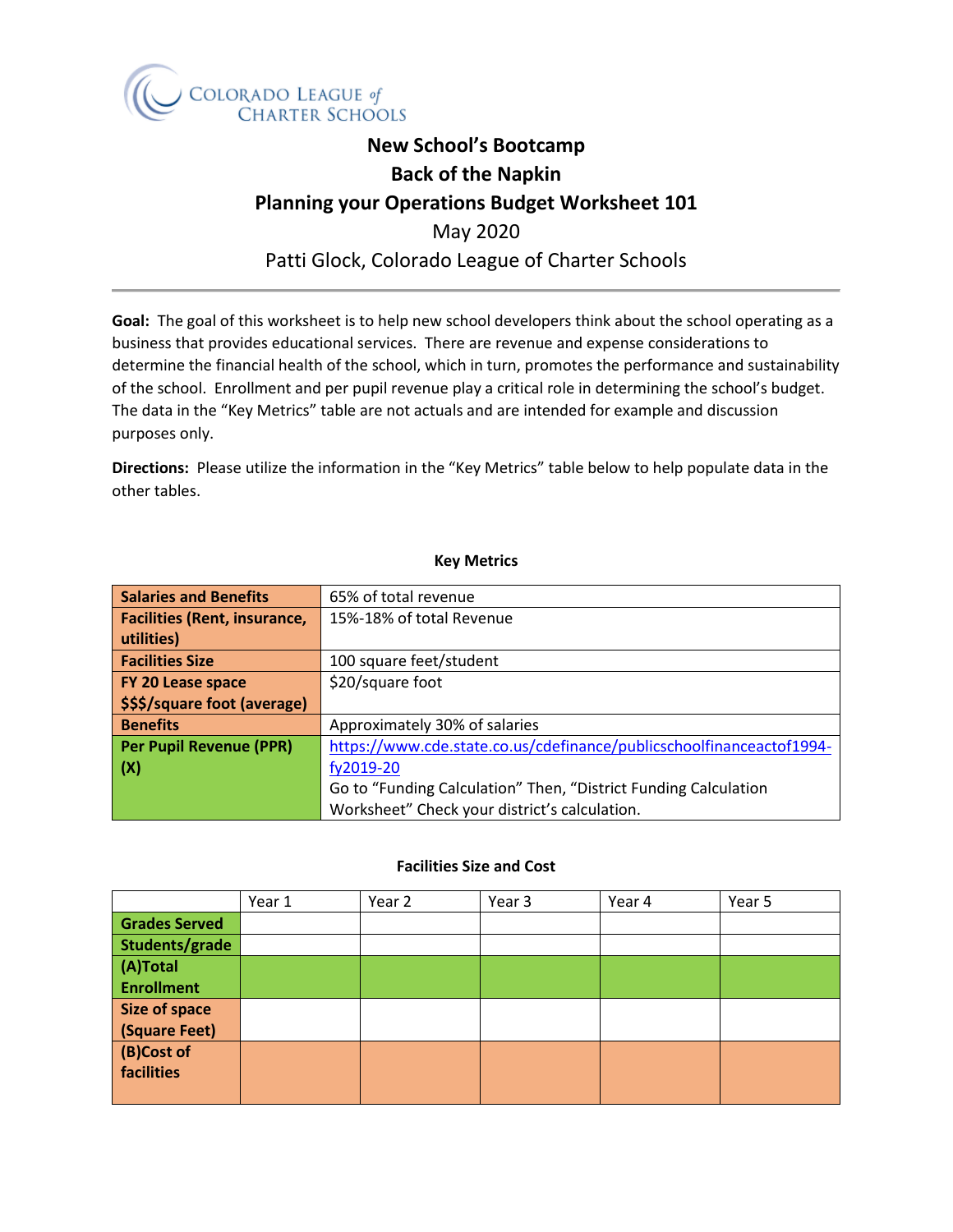COLORADO LEAGUE of CHARTER SCHOOLS

# New School's Bootcamp
# Back of the Napkin
# Planning your Operations Budget Worksheet 101

May 2020

Patti Glock, Colorado League of Charter Schools

---

**Goal:** The goal of this worksheet is to help new school developers think about the school operating as a business that provides educational services. There are revenue and expense considerations to determine the financial health of the school, which in turn, promotes the performance and sustainability of the school. Enrollment and per pupil revenue play a critical role in determining the school's budget. The data in the "Key Metrics" table are not actuals and are intended for example and discussion purposes only.

**Directions:** Please utilize the information in the "Key Metrics" table below to help populate data in the other tables.

**Key Metrics**

| | |
|---|---|
| **Salaries and Benefits** | 65% of total revenue |
| **Facilities (Rent, insurance, utilities)** | 15%-18% of total Revenue |
| **Facilities Size** | 100 square feet/student |
| **FY 20 Lease space $$$/square foot (average)** | $20/square foot |
| **Benefits** | Approximately 30% of salaries |
| **Per Pupil Revenue (PPR) (X)** | https://www.cde.state.co.us/cdefinance/publicschoolfinanceactof1994-fy2019-20 Go to "Funding Calculation" Then, "District Funding Calculation Worksheet" Check your district's calculation. |

**Facilities Size and Cost**

| | Year 1 | Year 2 | Year 3 | Year 4 | Year 5 |
|---|---|---|---|---|---|
| **Grades Served** | | | | | |
| **Students/grade** | | | | | |
| **(A)Total Enrollment** | | | | | |
| **Size of space (Square Feet)** | | | | | |
| **(B)Cost of facilities** | | | | | |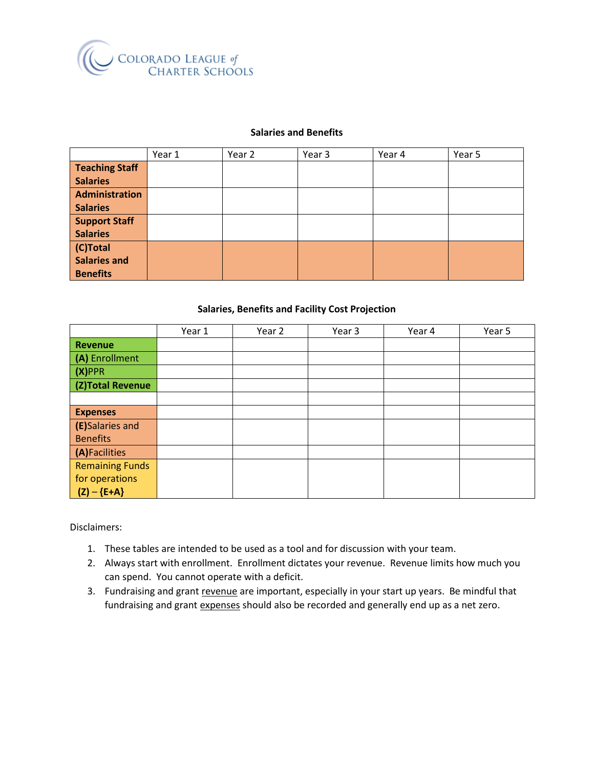### Salaries and Benefits

| | Year 1 | Year 2 | Year 3 | Year 4 | Year 5 |
|---|---|---|---|---|---|
| **Teaching Staff Salaries** | | | | | |
| **Administration Salaries** | | | | | |
| **Support Staff Salaries** | | | | | |
| **(C)Total Salaries and Benefits** | | | | | |

### Salaries, Benefits and Facility Cost Projection

| | Year 1 | Year 2 | Year 3 | Year 4 | Year 5 |
|---|---|---|---|---|---|
| **Revenue** | | | | | |
| **(A)** Enrollment | | | | | |
| **(X)**PPR | | | | | |
| **(Z)Total Revenue** | | | | | |
| | | | | | |
| **Expenses** | | | | | |
| **(E)**Salaries and Benefits | | | | | |
| **(A)**Facilities | | | | | |
| Remaining Funds for operations **(Z)** – **{E+A}** | | | | | |

Disclaimers:

1. These tables are intended to be used as a tool and for discussion with your team.
2. Always start with enrollment. Enrollment dictates your revenue. Revenue limits how much you can spend. You cannot operate with a deficit.
3. Fundraising and grant revenue are important, especially in your start up years. Be mindful that fundraising and grant expenses should also be recorded and generally end up as a net zero.